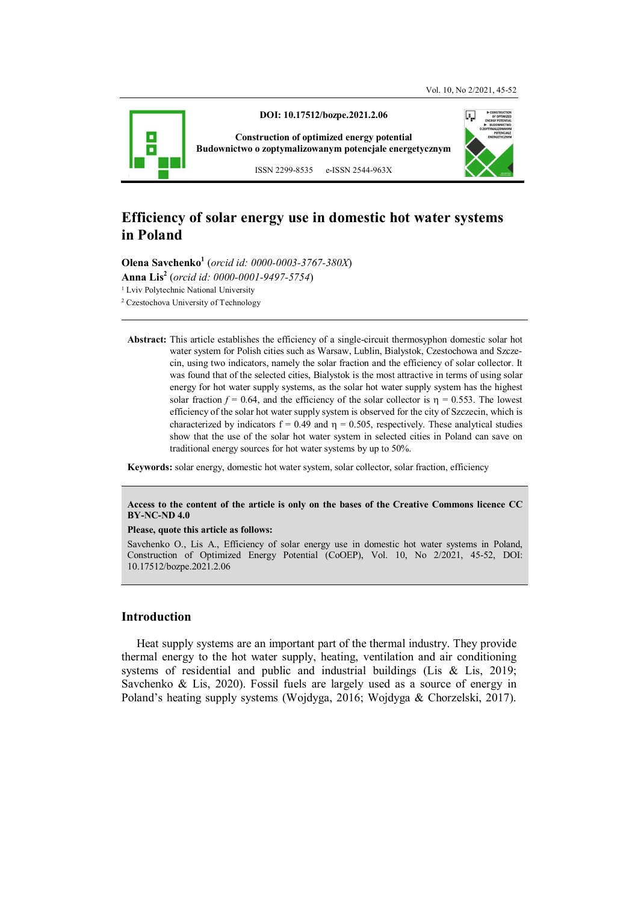DOI: 10.17512/bozpe.2021.2.06

Construction of optimized energy potential
Budownictwo o zoptymalizowanym potencjale energetycznym

ISSN 2299-8535 e-ISSN 2544-963X

# Efficiency of solar energy use in domestic hot water systems in Poland

**Olena Savchenko**[1] (*orcid id: 0000-0003-3767-380X*)
**Anna Lis**[2] (*orcid id: 0000-0001-9497-5754*)

[1] Lviv Polytechnic National University
[2] Czestochova University of Technology

**Abstract:** This article establishes the efficiency of a single-circuit thermosyphon domestic solar hot water system for Polish cities such as Warsaw, Lublin, Bialystok, Czestochowa and Szczecin, using two indicators, namely the solar fraction and the efficiency of solar collector. It was found that of the selected cities, Bialystok is the most attractive in terms of using solar energy for hot water supply systems, as the solar hot water supply system has the highest solar fraction $f = 0.64$, and the efficiency of the solar collector is $\eta = 0.553$. The lowest efficiency of the solar hot water supply system is observed for the city of Szczecin, which is characterized by indicators $f = 0.49$ and $\eta = 0.505$, respectively. These analytical studies show that the use of the solar hot water system in selected cities in Poland can save on traditional energy sources for hot water systems by up to 50%.

**Keywords:** solar energy, domestic hot water system, solar collector, solar fraction, efficiency

**Access to the content of the article is only on the bases of the Creative Commons licence CC BY-NC-ND 4.0**

**Please, quote this article as follows:**

Savchenko O., Lis A., Efficiency of solar energy use in domestic hot water systems in Poland, Construction of Optimized Energy Potential (CoOEP), Vol. 10, No 2/2021, 45-52, DOI: 10.17512/bozpe.2021.2.06

## Introduction

Heat supply systems are an important part of the thermal industry. They provide thermal energy to the hot water supply, heating, ventilation and air conditioning systems of residential and public and industrial buildings (Lis & Lis, 2019; Savchenko & Lis, 2020). Fossil fuels are largely used as a source of energy in Poland's heating supply systems (Wojdyga, 2016; Wojdyga & Chorzelski, 2017).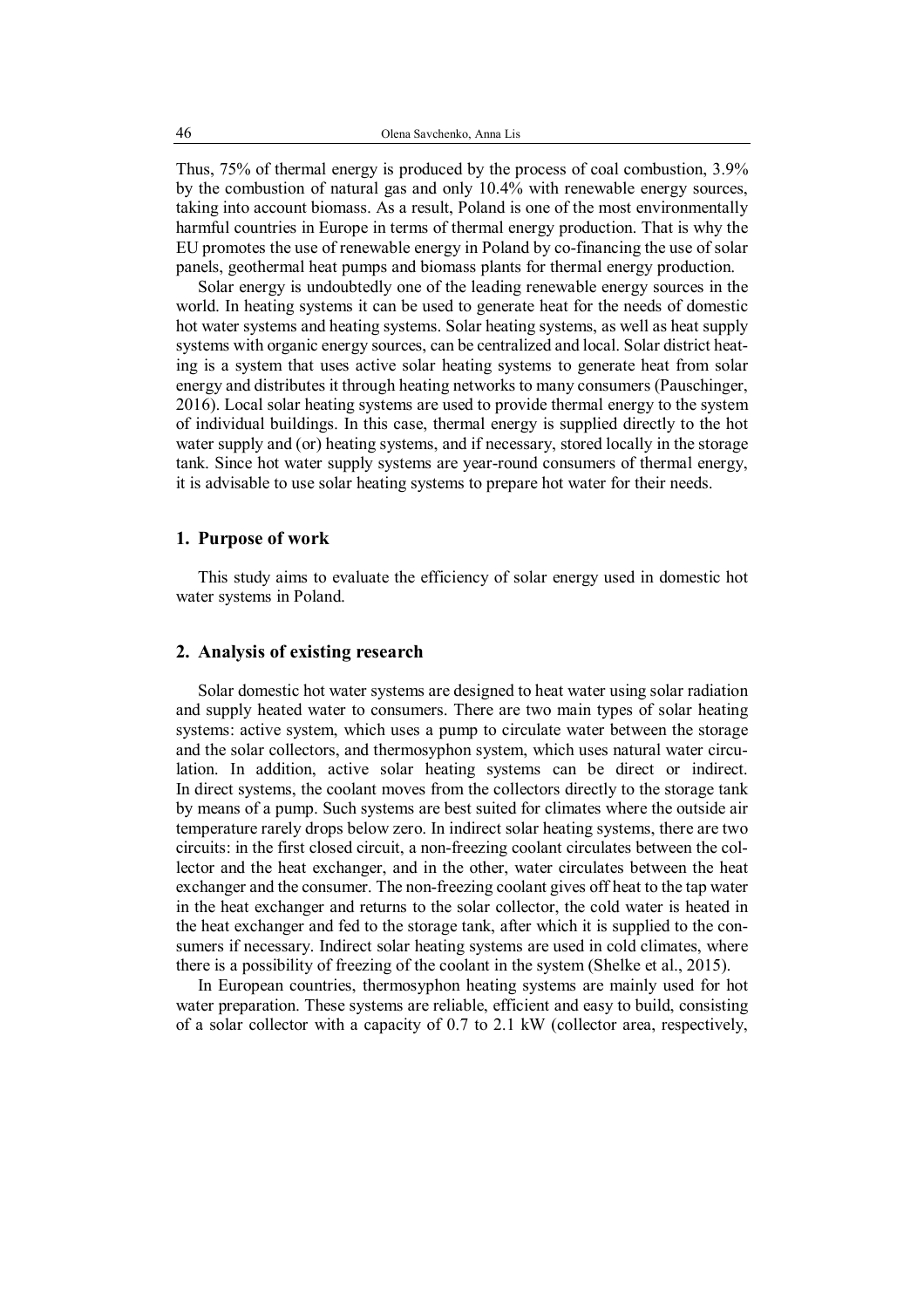Thus, 75% of thermal energy is produced by the process of coal combustion, 3.9% by the combustion of natural gas and only 10.4% with renewable energy sources, taking into account biomass. As a result, Poland is one of the most environmentally harmful countries in Europe in terms of thermal energy production. That is why the EU promotes the use of renewable energy in Poland by co-financing the use of solar panels, geothermal heat pumps and biomass plants for thermal energy production.

Solar energy is undoubtedly one of the leading renewable energy sources in the world. In heating systems it can be used to generate heat for the needs of domestic hot water systems and heating systems. Solar heating systems, as well as heat supply systems with organic energy sources, can be centralized and local. Solar district heating is a system that uses active solar heating systems to generate heat from solar energy and distributes it through heating networks to many consumers (Pauschinger, 2016). Local solar heating systems are used to provide thermal energy to the system of individual buildings. In this case, thermal energy is supplied directly to the hot water supply and (or) heating systems, and if necessary, stored locally in the storage tank. Since hot water supply systems are year-round consumers of thermal energy, it is advisable to use solar heating systems to prepare hot water for their needs.

## 1. Purpose of work

This study aims to evaluate the efficiency of solar energy used in domestic hot water systems in Poland.

## 2. Analysis of existing research

Solar domestic hot water systems are designed to heat water using solar radiation and supply heated water to consumers. There are two main types of solar heating systems: active system, which uses a pump to circulate water between the storage and the solar collectors, and thermosyphon system, which uses natural water circulation. In addition, active solar heating systems can be direct or indirect. In direct systems, the coolant moves from the collectors directly to the storage tank by means of a pump. Such systems are best suited for climates where the outside air temperature rarely drops below zero. In indirect solar heating systems, there are two circuits: in the first closed circuit, a non-freezing coolant circulates between the collector and the heat exchanger, and in the other, water circulates between the heat exchanger and the consumer. The non-freezing coolant gives off heat to the tap water in the heat exchanger and returns to the solar collector, the cold water is heated in the heat exchanger and fed to the storage tank, after which it is supplied to the consumers if necessary. Indirect solar heating systems are used in cold climates, where there is a possibility of freezing of the coolant in the system (Shelke et al., 2015).

In European countries, thermosyphon heating systems are mainly used for hot water preparation. These systems are reliable, efficient and easy to build, consisting of a solar collector with a capacity of 0.7 to 2.1 kW (collector area, respectively,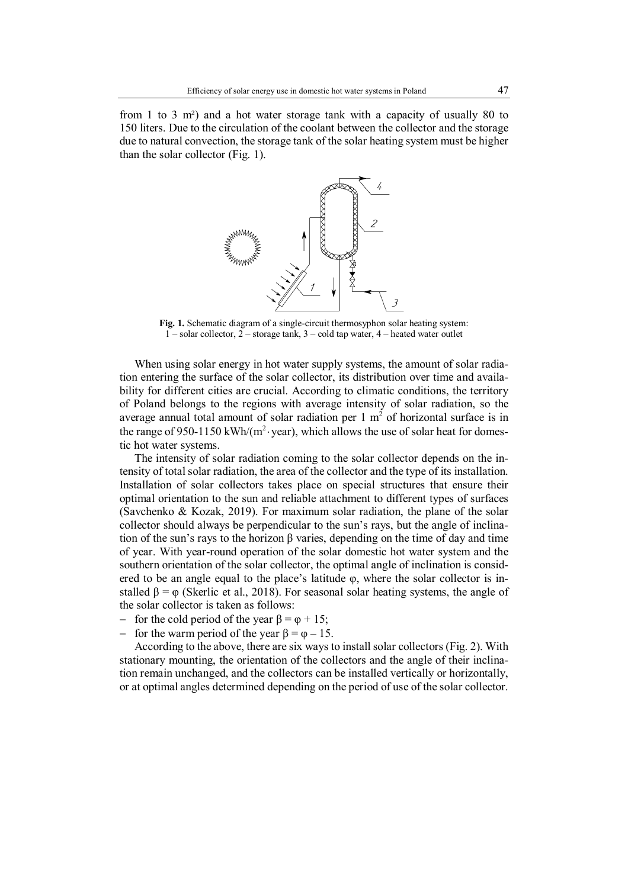from 1 to 3 m²) and a hot water storage tank with a capacity of usually 80 to 150 liters. Due to the circulation of the coolant between the collector and the storage due to natural convection, the storage tank of the solar heating system must be higher than the solar collector (Fig. 1).

**Fig. 1.** Schematic diagram of a single-circuit thermosyphon solar heating system: 1 – solar collector, 2 – storage tank, 3 – cold tap water, 4 – heated water outlet

When using solar energy in hot water supply systems, the amount of solar radiation entering the surface of the solar collector, its distribution over time and availability for different cities are crucial. According to climatic conditions, the territory of Poland belongs to the regions with average intensity of solar radiation, so the average annual total amount of solar radiation per 1 $m^2$ of horizontal surface is in the range of 950-1150 kWh/($m^2 \cdot$year), which allows the use of solar heat for domestic hot water systems.

The intensity of solar radiation coming to the solar collector depends on the intensity of total solar radiation, the area of the collector and the type of its installation. Installation of solar collectors takes place on special structures that ensure their optimal orientation to the sun and reliable attachment to different types of surfaces (Savchenko & Kozak, 2019). For maximum solar radiation, the plane of the solar collector should always be perpendicular to the sun's rays, but the angle of inclination of the sun's rays to the horizon $\beta$ varies, depending on the time of day and time of year. With year-round operation of the solar domestic hot water system and the southern orientation of the solar collector, the optimal angle of inclination is considered to be an angle equal to the place's latitude $\varphi$, where the solar collector is installed $\beta = \varphi$ (Skerlic et al., 2018). For seasonal solar heating systems, the angle of the solar collector is taken as follows:

- for the cold period of the year $\beta = \varphi + 15$;
- for the warm period of the year $\beta = \varphi - 15$.

According to the above, there are six ways to install solar collectors (Fig. 2). With stationary mounting, the orientation of the collectors and the angle of their inclination remain unchanged, and the collectors can be installed vertically or horizontally, or at optimal angles determined depending on the period of use of the solar collector.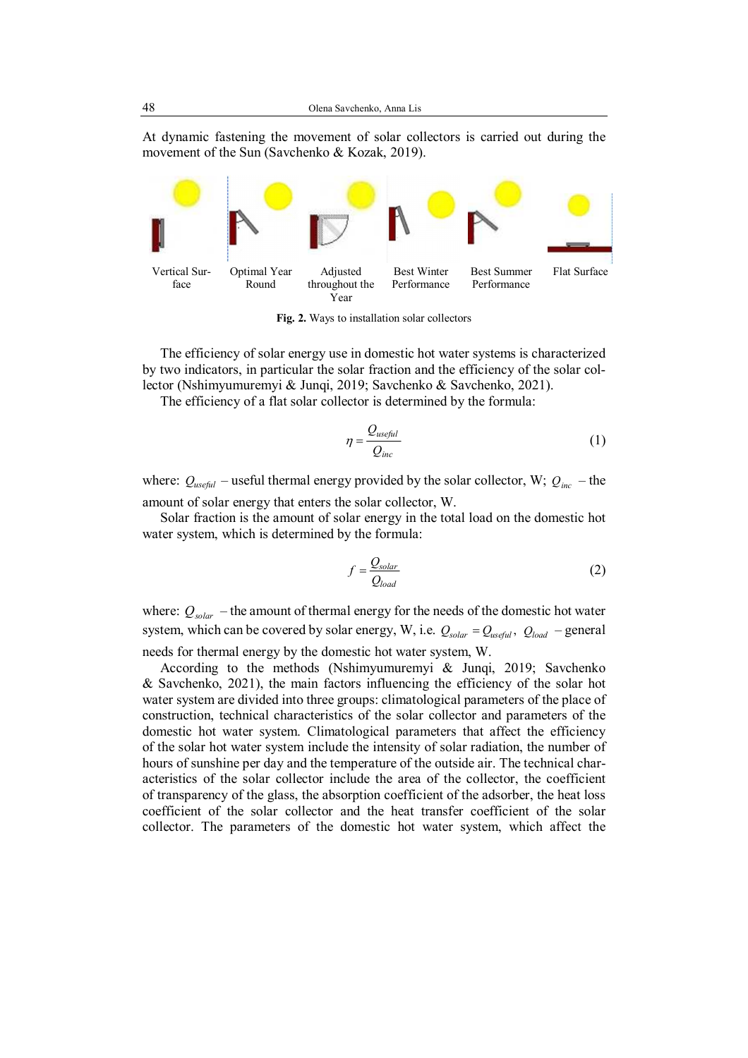At dynamic fastening the movement of solar collectors is carried out during the movement of the Sun (Savchenko & Kozak, 2019).

Vertical Surface | Optimal Year Round | Adjusted throughout the Year | Best Winter Performance | Best Summer Performance | Flat Surface

**Fig. 2.** Ways to installation solar collectors

The efficiency of solar energy use in domestic hot water systems is characterized by two indicators, in particular the solar fraction and the efficiency of the solar collector (Nshimyumuremyi & Junqi, 2019; Savchenko & Savchenko, 2021).

The efficiency of a flat solar collector is determined by the formula:

$$\eta = \frac{Q_{useful}}{Q_{inc}} \tag{1}$$

where: $Q_{useful}$ – useful thermal energy provided by the solar collector, W; $Q_{inc}$ – the amount of solar energy that enters the solar collector, W.

Solar fraction is the amount of solar energy in the total load on the domestic hot water system, which is determined by the formula:

$$f = \frac{Q_{solar}}{Q_{load}} \tag{2}$$

where: $Q_{solar}$ – the amount of thermal energy for the needs of the domestic hot water system, which can be covered by solar energy, W, i.e. $Q_{solar} = Q_{useful}$, $Q_{load}$ – general needs for thermal energy by the domestic hot water system, W.

According to the methods (Nshimyumuremyi & Junqi, 2019; Savchenko & Savchenko, 2021), the main factors influencing the efficiency of the solar hot water system are divided into three groups: climatological parameters of the place of construction, technical characteristics of the solar collector and parameters of the domestic hot water system. Climatological parameters that affect the efficiency of the solar hot water system include the intensity of solar radiation, the number of hours of sunshine per day and the temperature of the outside air. The technical characteristics of the solar collector include the area of the collector, the coefficient of transparency of the glass, the absorption coefficient of the adsorber, the heat loss coefficient of the solar collector and the heat transfer coefficient of the solar collector. The parameters of the domestic hot water system, which affect the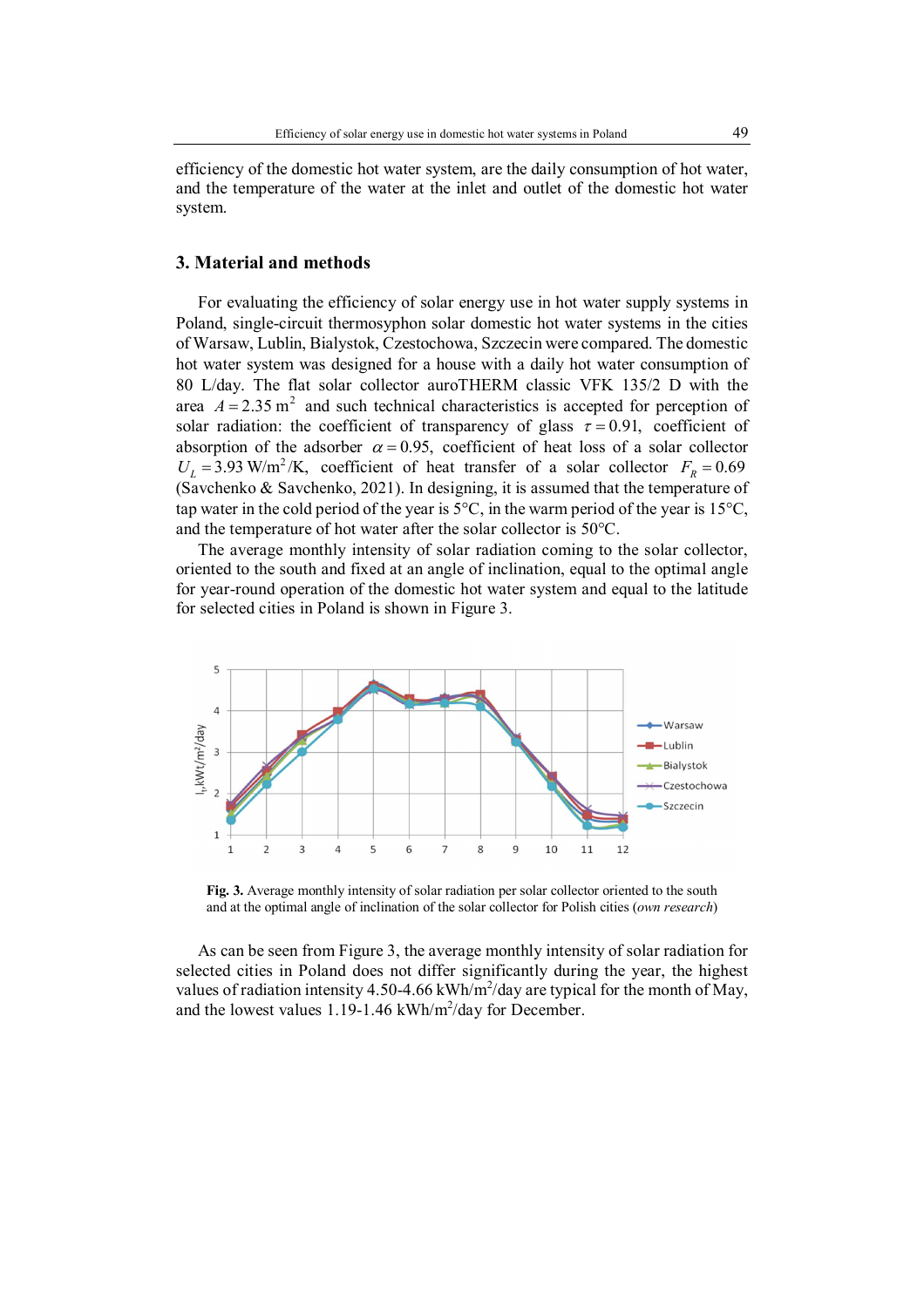efficiency of the domestic hot water system, are the daily consumption of hot water, and the temperature of the water at the inlet and outlet of the domestic hot water system.

## 3. Material and methods

For evaluating the efficiency of solar energy use in hot water supply systems in Poland, single-circuit thermosyphon solar domestic hot water systems in the cities of Warsaw, Lublin, Bialystok, Czestochowa, Szczecin were compared. The domestic hot water system was designed for a house with a daily hot water consumption of 80 L/day. The flat solar collector auroTHERM classic VFK 135/2 D with the area $A = 2.35\ \mathrm{m}^2$ and such technical characteristics is accepted for perception of solar radiation: the coefficient of transparency of glass $\tau = 0.91$, coefficient of absorption of the adsorber $\alpha = 0.95$, coefficient of heat loss of a solar collector $U_L = 3.93\ \mathrm{W/m^2/K}$, coefficient of heat transfer of a solar collector $F_R = 0.69$ (Savchenko & Savchenko, 2021). In designing, it is assumed that the temperature of tap water in the cold period of the year is 5°C, in the warm period of the year is 15°C, and the temperature of hot water after the solar collector is 50°C.

The average monthly intensity of solar radiation coming to the solar collector, oriented to the south and fixed at an angle of inclination, equal to the optimal angle for year-round operation of the domestic hot water system and equal to the latitude for selected cities in Poland is shown in Figure 3.

**Fig. 3.** Average monthly intensity of solar radiation per solar collector oriented to the south and at the optimal angle of inclination of the solar collector for Polish cities (*own research*)

As can be seen from Figure 3, the average monthly intensity of solar radiation for selected cities in Poland does not differ significantly during the year, the highest values of radiation intensity 4.50-4.66 kWh/m$^2$/day are typical for the month of May, and the lowest values 1.19-1.46 kWh/m$^2$/day for December.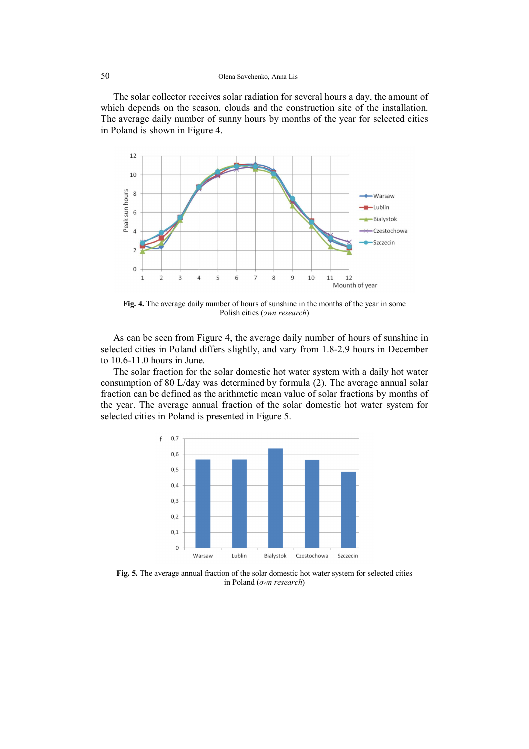The solar collector receives solar radiation for several hours a day, the amount of which depends on the season, clouds and the construction site of the installation. The average daily number of sunny hours by months of the year for selected cities in Poland is shown in Figure 4.

**Fig. 4.** The average daily number of hours of sunshine in the months of the year in some Polish cities (*own research*)

As can be seen from Figure 4, the average daily number of hours of sunshine in selected cities in Poland differs slightly, and vary from 1.8-2.9 hours in December to 10.6-11.0 hours in June.

The solar fraction for the solar domestic hot water system with a daily hot water consumption of 80 L/day was determined by formula (2). The average annual solar fraction can be defined as the arithmetic mean value of solar fractions by months of the year. The average annual fraction of the solar domestic hot water system for selected cities in Poland is presented in Figure 5.

**Fig. 5.** The average annual fraction of the solar domestic hot water system for selected cities in Poland (*own research*)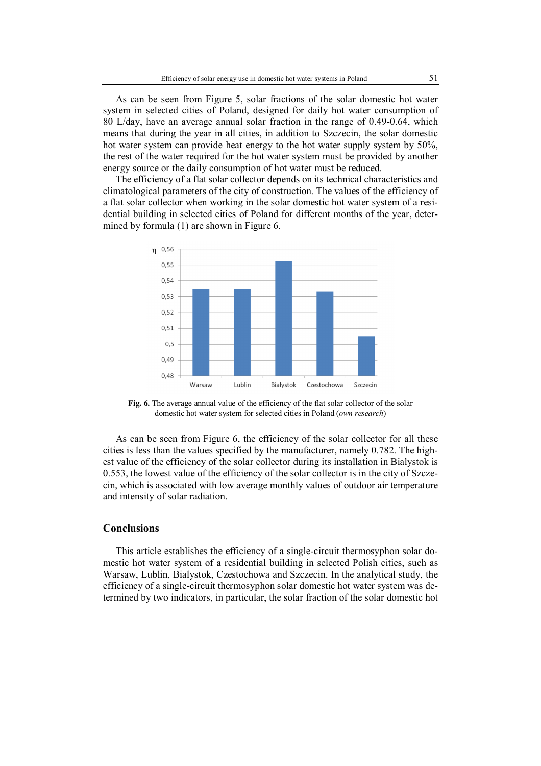As can be seen from Figure 5, solar fractions of the solar domestic hot water system in selected cities of Poland, designed for daily hot water consumption of 80 L/day, have an average annual solar fraction in the range of 0.49-0.64, which means that during the year in all cities, in addition to Szczecin, the solar domestic hot water system can provide heat energy to the hot water supply system by 50%, the rest of the water required for the hot water system must be provided by another energy source or the daily consumption of hot water must be reduced.

The efficiency of a flat solar collector depends on its technical characteristics and climatological parameters of the city of construction. The values of the efficiency of a flat solar collector when working in the solar domestic hot water system of a residential building in selected cities of Poland for different months of the year, determined by formula (1) are shown in Figure 6.

**Fig. 6.** The average annual value of the efficiency of the flat solar collector of the solar domestic hot water system for selected cities in Poland (*own research*)

As can be seen from Figure 6, the efficiency of the solar collector for all these cities is less than the values specified by the manufacturer, namely 0.782. The highest value of the efficiency of the solar collector during its installation in Bialystok is 0.553, the lowest value of the efficiency of the solar collector is in the city of Szczecin, which is associated with low average monthly values of outdoor air temperature and intensity of solar radiation.

## Conclusions

This article establishes the efficiency of a single-circuit thermosyphon solar domestic hot water system of a residential building in selected Polish cities, such as Warsaw, Lublin, Bialystok, Czestochowa and Szczecin. In the analytical study, the efficiency of a single-circuit thermosyphon solar domestic hot water system was determined by two indicators, in particular, the solar fraction of the solar domestic hot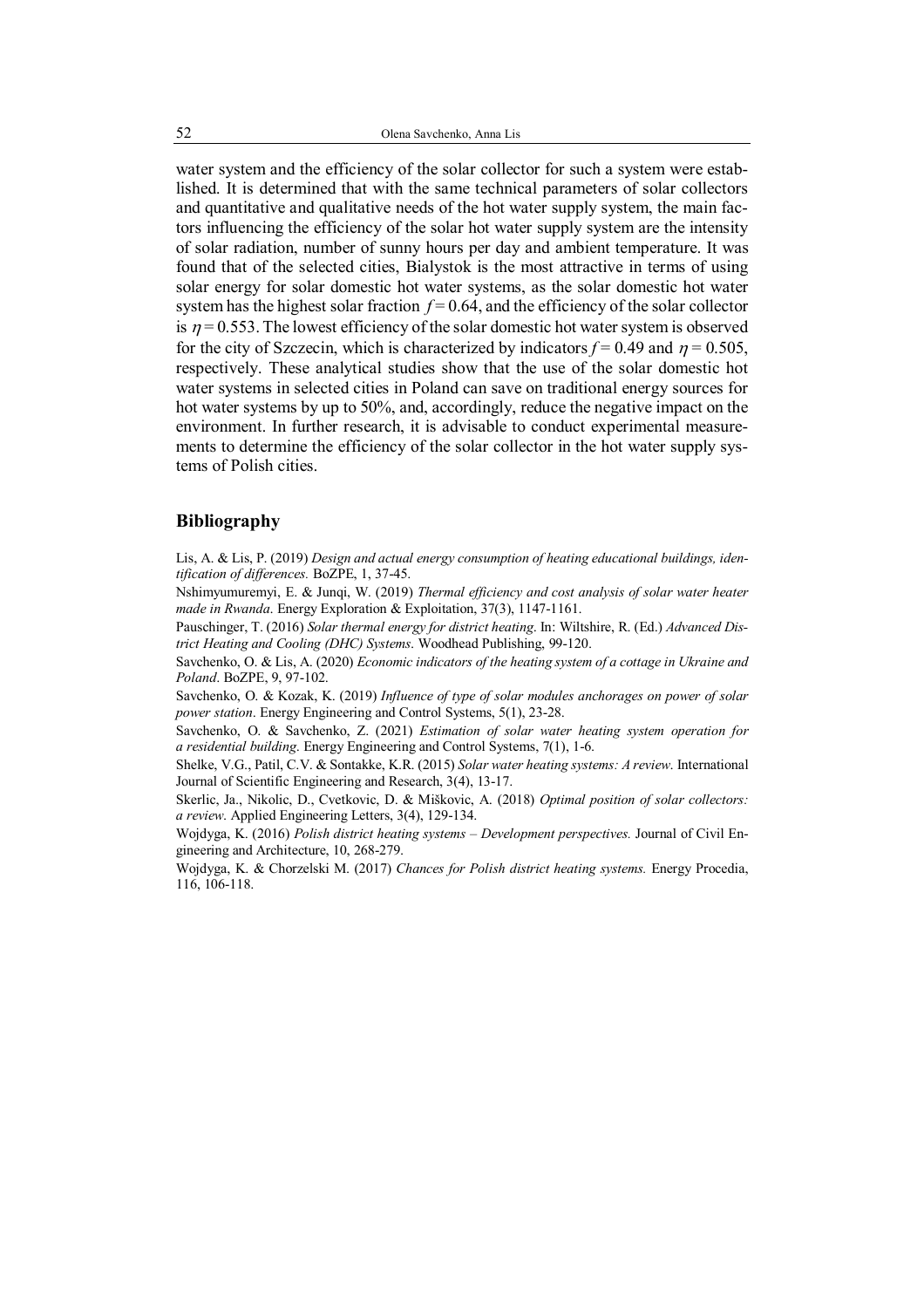water system and the efficiency of the solar collector for such a system were established. It is determined that with the same technical parameters of solar collectors and quantitative and qualitative needs of the hot water supply system, the main factors influencing the efficiency of the solar hot water supply system are the intensity of solar radiation, number of sunny hours per day and ambient temperature. It was found that of the selected cities, Bialystok is the most attractive in terms of using solar energy for solar domestic hot water systems, as the solar domestic hot water system has the highest solar fraction $f = 0.64$, and the efficiency of the solar collector is $\eta = 0.553$. The lowest efficiency of the solar domestic hot water system is observed for the city of Szczecin, which is characterized by indicators $f = 0.49$ and $\eta = 0.505$, respectively. These analytical studies show that the use of the solar domestic hot water systems in selected cities in Poland can save on traditional energy sources for hot water systems by up to 50%, and, accordingly, reduce the negative impact on the environment. In further research, it is advisable to conduct experimental measurements to determine the efficiency of the solar collector in the hot water supply systems of Polish cities.

## Bibliography

Lis, A. & Lis, P. (2019) *Design and actual energy consumption of heating educational buildings, identification of differences.* BoZPE, 1, 37-45.

Nshimyumuremyi, E. & Junqi, W. (2019) *Thermal efficiency and cost analysis of solar water heater made in Rwanda*. Energy Exploration & Exploitation, 37(3), 1147-1161.

Pauschinger, T. (2016) *Solar thermal energy for district heating*. In: Wiltshire, R. (Ed.) *Advanced District Heating and Cooling (DHC) Systems*. Woodhead Publishing, 99-120.

Savchenko, O. & Lis, A. (2020) *Economic indicators of the heating system of a cottage in Ukraine and Poland*. BoZPE, 9, 97-102.

Savchenko, O. & Kozak, K. (2019) *Influence of type of solar modules anchorages on power of solar power station*. Energy Engineering and Control Systems, 5(1), 23-28.

Savchenko, O. & Savchenko, Z. (2021) *Estimation of solar water heating system operation for a residential building*. Energy Engineering and Control Systems, 7(1), 1-6.

Shelke, V.G., Patil, C.V. & Sontakke, K.R. (2015) *Solar water heating systems: A review*. International Journal of Scientific Engineering and Research, 3(4), 13-17.

Skerlic, Ja., Nikolic, D., Cvetkovic, D. & Miškovic, A. (2018) *Optimal position of solar collectors: a review*. Applied Engineering Letters, 3(4), 129-134.

Wojdyga, K. (2016) *Polish district heating systems – Development perspectives.* Journal of Civil Engineering and Architecture, 10, 268-279.

Wojdyga, K. & Chorzelski M. (2017) *Chances for Polish district heating systems.* Energy Procedia, 116, 106-118.